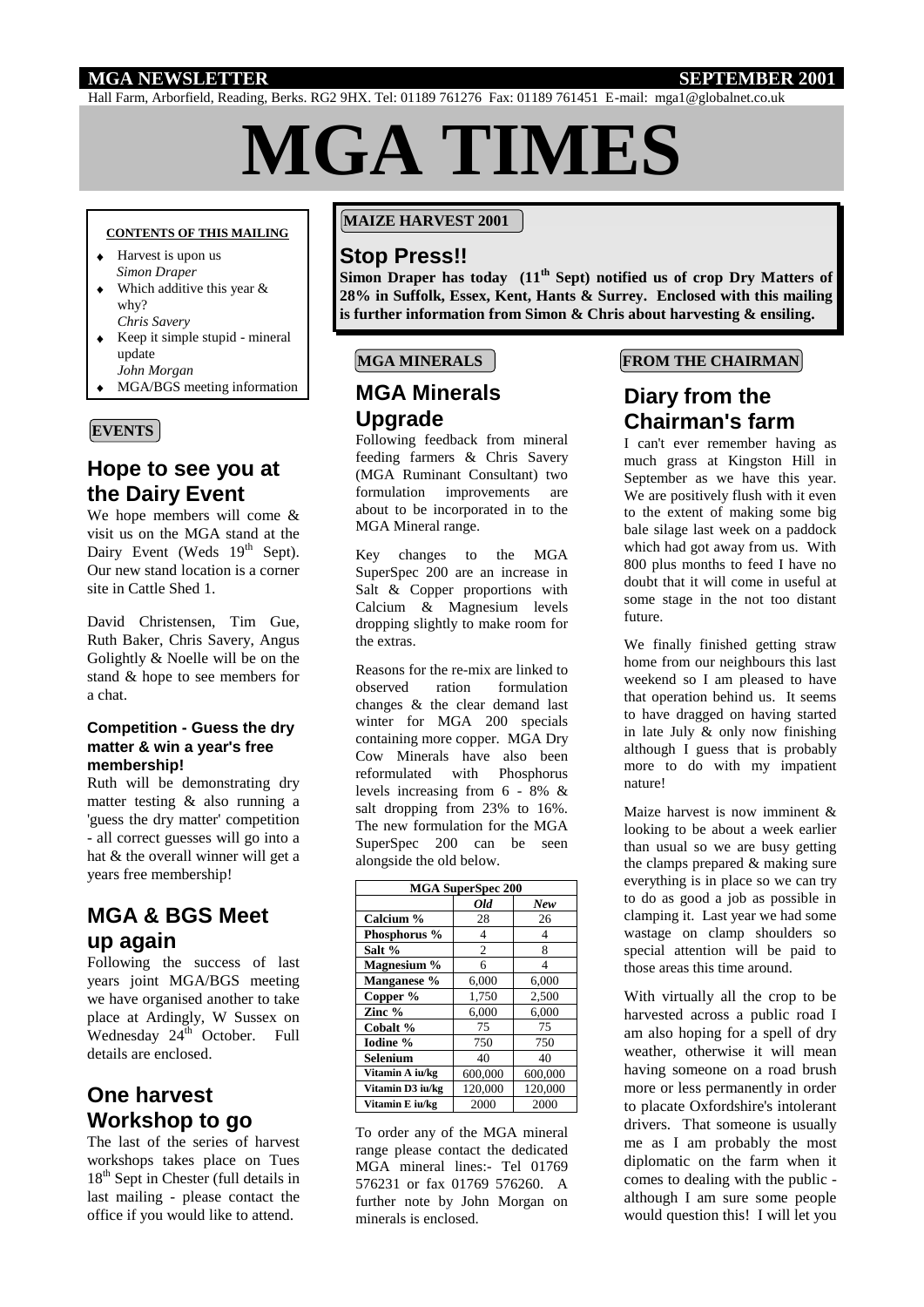**MGA NEWSLETTER** **SEPTEMBER 2001**

Hall Farm, Arborfield, Reading, Berks. RG2 9HX. Tel: 01189 761276 Fax: 01189 761451 E-mail: mga1@globalnet.co.uk

# MGA TIMES

**CONTENTS OF THIS MAILING**

- Harvest is upon us
  *Simon Draper*
- Which additive this year & why?
  *Chris Savery*
- Keep it simple stupid - mineral update
  *John Morgan*
- MGA/BGS meeting information

**EVENTS**

## Hope to see you at the Dairy Event

We hope members will come & visit us on the MGA stand at the Dairy Event (Weds 19th Sept). Our new stand location is a corner site in Cattle Shed 1.

David Christensen, Tim Gue, Ruth Baker, Chris Savery, Angus Golightly & Noelle will be on the stand & hope to see members for a chat.

### Competition - Guess the dry matter & win a year's free membership!

Ruth will be demonstrating dry matter testing & also running a 'guess the dry matter' competition - all correct guesses will go into a hat & the overall winner will get a years free membership!

## MGA & BGS Meet up again

Following the success of last years joint MGA/BGS meeting we have organised another to take place at Ardingly, W Sussex on Wednesday 24th October. Full details are enclosed.

## One harvest Workshop to go

The last of the series of harvest workshops takes place on Tues 18th Sept in Chester (full details in last mailing - please contact the office if you would like to attend.

**MAIZE HARVEST 2001**

## Stop Press!!

**Simon Draper has today (11th Sept) notified us of crop Dry Matters of 28% in Suffolk, Essex, Kent, Hants & Surrey. Enclosed with this mailing is further information from Simon & Chris about harvesting & ensiling.**

**MGA MINERALS**

## MGA Minerals Upgrade

Following feedback from mineral feeding farmers & Chris Savery (MGA Ruminant Consultant) two formulation improvements are about to be incorporated in to the MGA Mineral range.

Key changes to the MGA SuperSpec 200 are an increase in Salt & Copper proportions with Calcium & Magnesium levels dropping slightly to make room for the extras.

Reasons for the re-mix are linked to observed ration formulation changes & the clear demand last winter for MGA 200 specials containing more copper. MGA Dry Cow Minerals have also been reformulated with Phosphorus levels increasing from 6 - 8% & salt dropping from 23% to 16%. The new formulation for the MGA SuperSpec 200 can be seen alongside the old below.

| MGA SuperSpec 200 | | |
|---|---|---|
| | *Old* | *New* |
| **Calcium %** | 28 | 26 |
| **Phosphorus %** | 4 | 4 |
| **Salt %** | 2 | 8 |
| **Magnesium %** | 6 | 4 |
| **Manganese %** | 6,000 | 6,000 |
| **Copper %** | 1,750 | 2,500 |
| **Zinc %** | 6,000 | 6,000 |
| **Cobalt %** | 75 | 75 |
| **Iodine %** | 750 | 750 |
| **Selenium** | 40 | 40 |
| **Vitamin A iu/kg** | 600,000 | 600,000 |
| **Vitamin D3 iu/kg** | 120,000 | 120,000 |
| **Vitamin E iu/kg** | 2000 | 2000 |

To order any of the MGA mineral range please contact the dedicated MGA mineral lines:- Tel 01769 576231 or fax 01769 576260. A further note by John Morgan on minerals is enclosed.

**FROM THE CHAIRMAN**

## Diary from the Chairman's farm

I can't ever remember having as much grass at Kingston Hill in September as we have this year. We are positively flush with it even to the extent of making some big bale silage last week on a paddock which had got away from us. With 800 plus months to feed I have no doubt that it will come in useful at some stage in the not too distant future.

We finally finished getting straw home from our neighbours this last weekend so I am pleased to have that operation behind us. It seems to have dragged on having started in late July & only now finishing although I guess that is probably more to do with my impatient nature!

Maize harvest is now imminent & looking to be about a week earlier than usual so we are busy getting the clamps prepared & making sure everything is in place so we can try to do as good a job as possible in clamping it. Last year we had some wastage on clamp shoulders so special attention will be paid to those areas this time around.

With virtually all the crop to be harvested across a public road I am also hoping for a spell of dry weather, otherwise it will mean having someone on a road brush more or less permanently in order to placate Oxfordshire's intolerant drivers. That someone is usually me as I am probably the most diplomatic on the farm when it comes to dealing with the public - although I am sure some people would question this! I will let you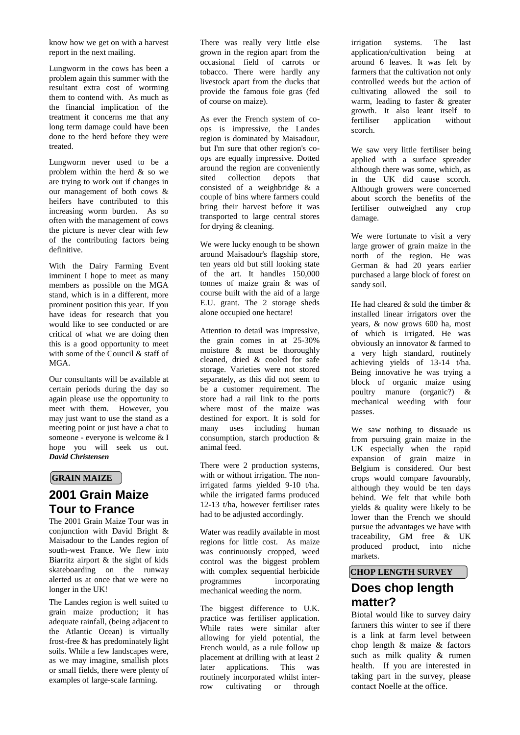know how we get on with a harvest report in the next mailing.

Lungworm in the cows has been a problem again this summer with the resultant extra cost of worming them to contend with. As much as the financial implication of the treatment it concerns me that any long term damage could have been done to the herd before they were treated.

Lungworm never used to be a problem within the herd & so we are trying to work out if changes in our management of both cows & heifers have contributed to this increasing worm burden. As so often with the management of cows the picture is never clear with few of the contributing factors being definitive.

With the Dairy Farming Event imminent I hope to meet as many members as possible on the MGA stand, which is in a different, more prominent position this year. If you have ideas for research that you would like to see conducted or are critical of what we are doing then this is a good opportunity to meet with some of the Council & staff of MGA.

Our consultants will be available at certain periods during the day so again please use the opportunity to meet with them. However, you may just want to use the stand as a meeting point or just have a chat to someone - everyone is welcome & I hope you will seek us out. ***David Christensen***

**GRAIN MAIZE**

## 2001 Grain Maize Tour to France

The 2001 Grain Maize Tour was in conjunction with David Bright & Maisadour to the Landes region of south-west France. We flew into Biarritz airport & the sight of kids skateboarding on the runway alerted us at once that we were no longer in the UK!

The Landes region is well suited to grain maize production; it has adequate rainfall, (being adjacent to the Atlantic Ocean) is virtually frost-free & has predominately light soils. While a few landscapes were, as we may imagine, smallish plots or small fields, there were plenty of examples of large-scale farming.

There was really very little else grown in the region apart from the occasional field of carrots or tobacco. There were hardly any livestock apart from the ducks that provide the famous foie gras (fed of course on maize).

As ever the French system of co-ops is impressive, the Landes region is dominated by Maisadour, but I'm sure that other region's co-ops are equally impressive. Dotted around the region are conveniently sited collection depots that consisted of a weighbridge & a couple of bins where farmers could bring their harvest before it was transported to large central stores for drying & cleaning.

We were lucky enough to be shown around Maisadour's flagship store, ten years old but still looking state of the art. It handles 150,000 tonnes of maize grain & was of course built with the aid of a large E.U. grant. The 2 storage sheds alone occupied one hectare!

Attention to detail was impressive, the grain comes in at 25-30% moisture & must be thoroughly cleaned, dried & cooled for safe storage. Varieties were not stored separately, as this did not seem to be a customer requirement. The store had a rail link to the ports where most of the maize was destined for export. It is sold for many uses including human consumption, starch production & animal feed.

There were 2 production systems, with or without irrigation. The non-irrigated farms yielded 9-10 t/ha. while the irrigated farms produced 12-13 t/ha, however fertiliser rates had to be adjusted accordingly.

Water was readily available in most regions for little cost. As maize was continuously cropped, weed control was the biggest problem with complex sequential herbicide programmes incorporating mechanical weeding the norm.

The biggest difference to U.K. practice was fertiliser application. While rates were similar after allowing for yield potential, the French would, as a rule follow up placement at drilling with at least 2 later applications. This was routinely incorporated whilst inter-row cultivating or through irrigation systems. The last application/cultivation being at around 6 leaves. It was felt by farmers that the cultivation not only controlled weeds but the action of cultivating allowed the soil to warm, leading to faster & greater growth. It also leant itself to fertiliser application without scorch.

We saw very little fertiliser being applied with a surface spreader although there was some, which, as in the UK did cause scorch. Although growers were concerned about scorch the benefits of the fertiliser outweighed any crop damage.

We were fortunate to visit a very large grower of grain maize in the north of the region. He was German & had 20 years earlier purchased a large block of forest on sandy soil.

He had cleared & sold the timber & installed linear irrigators over the years, & now grows 600 ha, most of which is irrigated. He was obviously an innovator & farmed to a very high standard, routinely achieving yields of 13-14 t/ha. Being innovative he was trying a block of organic maize using poultry manure (organic?) & mechanical weeding with four passes.

We saw nothing to dissuade us from pursuing grain maize in the UK especially when the rapid expansion of grain maize in Belgium is considered. Our best crops would compare favourably, although they would be ten days behind. We felt that while both yields & quality were likely to be lower than the French we should pursue the advantages we have with traceability, GM free & UK produced product, into niche markets.

**CHOP LENGTH SURVEY**

## Does chop length matter?

Biotal would like to survey dairy farmers this winter to see if there is a link at farm level between chop length & maize & factors such as milk quality & rumen health. If you are interested in taking part in the survey, please contact Noelle at the office.